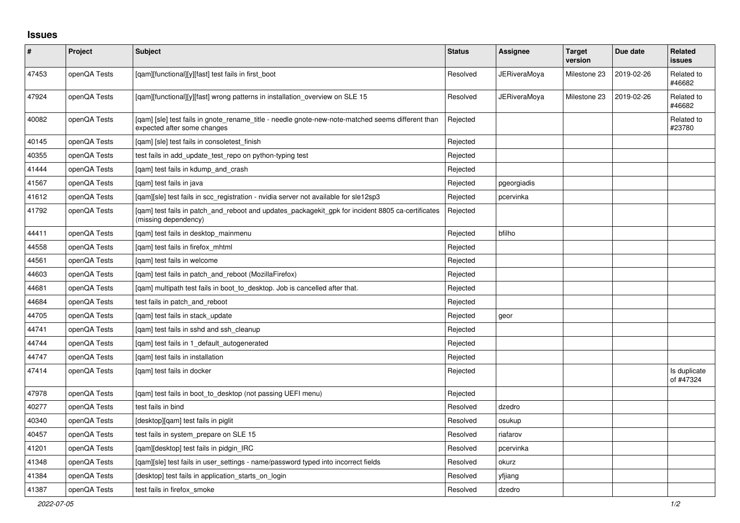## Issues

| # | Project | Subject | Status | Assignee | Target version | Due date | Related issues |
|---|---|---|---|---|---|---|---|
| 47453 | openQA Tests | [qam][functional][y][fast] test fails in first_boot | Resolved | JERiveraMoya | Milestone 23 | 2019-02-26 | Related to #46682 |
| 47924 | openQA Tests | [qam][functional][y][fast] wrong patterns in installation_overview on SLE 15 | Resolved | JERiveraMoya | Milestone 23 | 2019-02-26 | Related to #46682 |
| 40082 | openQA Tests | [qam] [sle] test fails in gnote_rename_title - needle gnote-new-note-matched seems different than expected after some changes | Rejected | | | | Related to #23780 |
| 40145 | openQA Tests | [qam] [sle] test fails in consoletest_finish | Rejected | | | | |
| 40355 | openQA Tests | test fails in add_update_test_repo on python-typing test | Rejected | | | | |
| 41444 | openQA Tests | [qam] test fails in kdump_and_crash | Rejected | | | | |
| 41567 | openQA Tests | [qam] test fails in java | Rejected | pgeorgiadis | | | |
| 41612 | openQA Tests | [qam][sle] test fails in scc_registration - nvidia server not available for sle12sp3 | Rejected | pcervinka | | | |
| 41792 | openQA Tests | [qam] test fails in patch_and_reboot and updates_packagekit_gpk for incident 8805 ca-certificates (missing dependency) | Rejected | | | | |
| 44411 | openQA Tests | [qam] test fails in desktop_mainmenu | Rejected | bfilho | | | |
| 44558 | openQA Tests | [qam] test fails in firefox_mhtml | Rejected | | | | |
| 44561 | openQA Tests | [qam] test fails in welcome | Rejected | | | | |
| 44603 | openQA Tests | [qam] test fails in patch_and_reboot (MozillaFirefox) | Rejected | | | | |
| 44681 | openQA Tests | [qam] multipath test fails in boot_to_desktop. Job is cancelled after that. | Rejected | | | | |
| 44684 | openQA Tests | test fails in patch_and_reboot | Rejected | | | | |
| 44705 | openQA Tests | [qam] test fails in stack_update | Rejected | geor | | | |
| 44741 | openQA Tests | [qam] test fails in sshd and ssh_cleanup | Rejected | | | | |
| 44744 | openQA Tests | [qam] test fails in 1_default_autogenerated | Rejected | | | | |
| 44747 | openQA Tests | [qam] test fails in installation | Rejected | | | | |
| 47414 | openQA Tests | [qam] test fails in docker | Rejected | | | | Is duplicate of #47324 |
| 47978 | openQA Tests | [qam] test fails in boot_to_desktop (not passing UEFI menu) | Rejected | | | | |
| 40277 | openQA Tests | test fails in bind | Resolved | dzedro | | | |
| 40340 | openQA Tests | [desktop][qam] test fails in piglit | Resolved | osukup | | | |
| 40457 | openQA Tests | test fails in system_prepare on SLE 15 | Resolved | riafarov | | | |
| 41201 | openQA Tests | [qam][desktop] test fails in pidgin_IRC | Resolved | pcervinka | | | |
| 41348 | openQA Tests | [qam][sle] test fails in user_settings - name/password typed into incorrect fields | Resolved | okurz | | | |
| 41384 | openQA Tests | [desktop] test fails in application_starts_on_login | Resolved | yfjiang | | | |
| 41387 | openQA Tests | test fails in firefox_smoke | Resolved | dzedro | | | |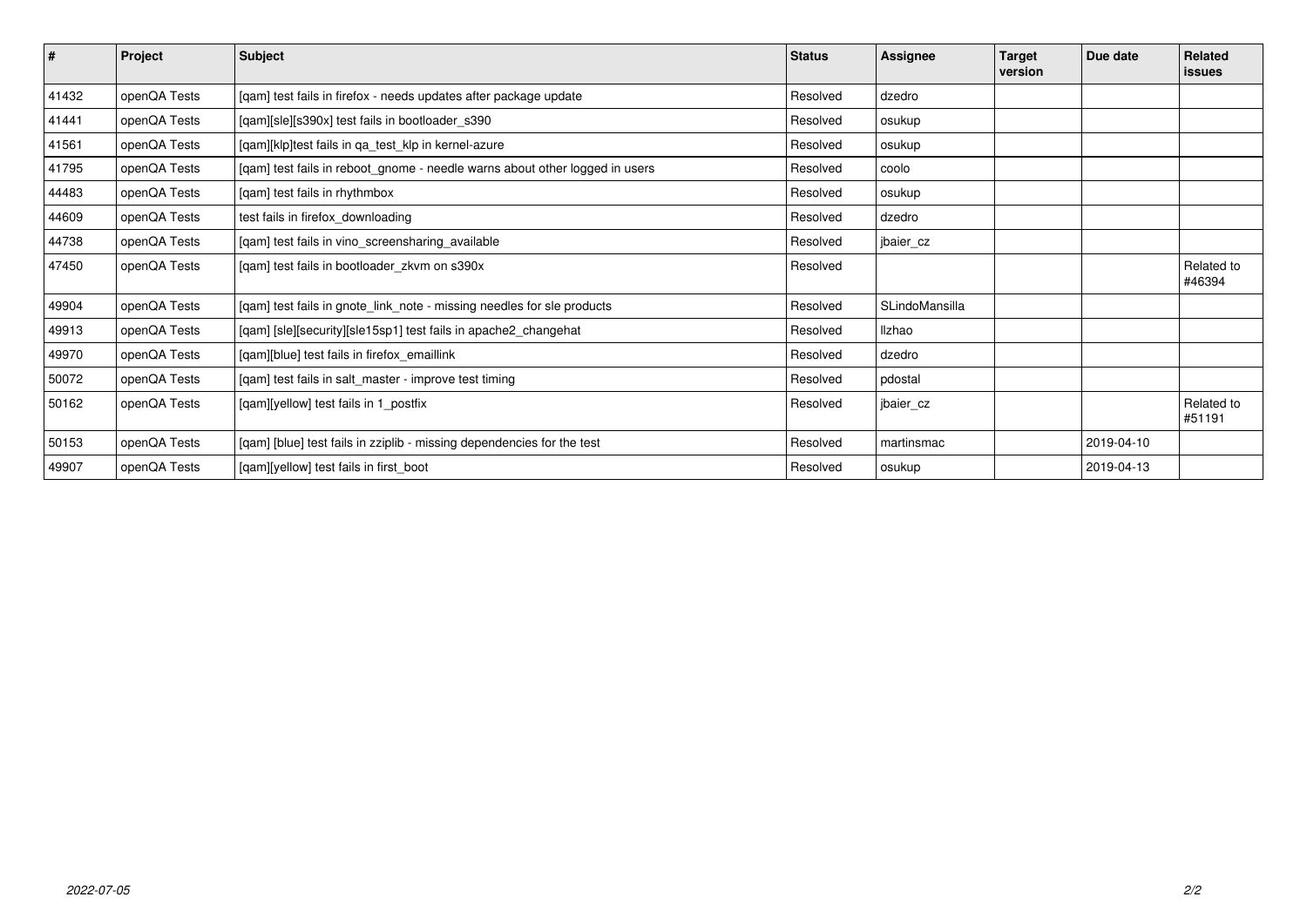| # | Project | Subject | Status | Assignee | Target version | Due date | Related issues |
|---|---|---|---|---|---|---|---|
| 41432 | openQA Tests | [qam] test fails in firefox - needs updates after package update | Resolved | dzedro | | | |
| 41441 | openQA Tests | [qam][sle][s390x] test fails in bootloader_s390 | Resolved | osukup | | | |
| 41561 | openQA Tests | [qam][klp]test fails in qa_test_klp in kernel-azure | Resolved | osukup | | | |
| 41795 | openQA Tests | [qam] test fails in reboot_gnome - needle warns about other logged in users | Resolved | coolo | | | |
| 44483 | openQA Tests | [qam] test fails in rhythmbox | Resolved | osukup | | | |
| 44609 | openQA Tests | test fails in firefox_downloading | Resolved | dzedro | | | |
| 44738 | openQA Tests | [qam] test fails in vino_screensharing_available | Resolved | jbaier_cz | | | |
| 47450 | openQA Tests | [qam] test fails in bootloader_zkvm on s390x | Resolved | | | | Related to #46394 |
| 49904 | openQA Tests | [qam] test fails in gnote_link_note - missing needles for sle products | Resolved | SLindoMansilla | | | |
| 49913 | openQA Tests | [qam] [sle][security][sle15sp1] test fails in apache2_changehat | Resolved | llzhao | | | |
| 49970 | openQA Tests | [qam][blue] test fails in firefox_emaillink | Resolved | dzedro | | | |
| 50072 | openQA Tests | [qam] test fails in salt_master - improve test timing | Resolved | pdostal | | | |
| 50162 | openQA Tests | [qam][yellow] test fails in 1_postfix | Resolved | jbaier_cz | | | Related to #51191 |
| 50153 | openQA Tests | [qam] [blue] test fails in zziplib - missing dependencies for the test | Resolved | martinsmac | | 2019-04-10 | |
| 49907 | openQA Tests | [qam][yellow] test fails in first_boot | Resolved | osukup | | 2019-04-13 | |